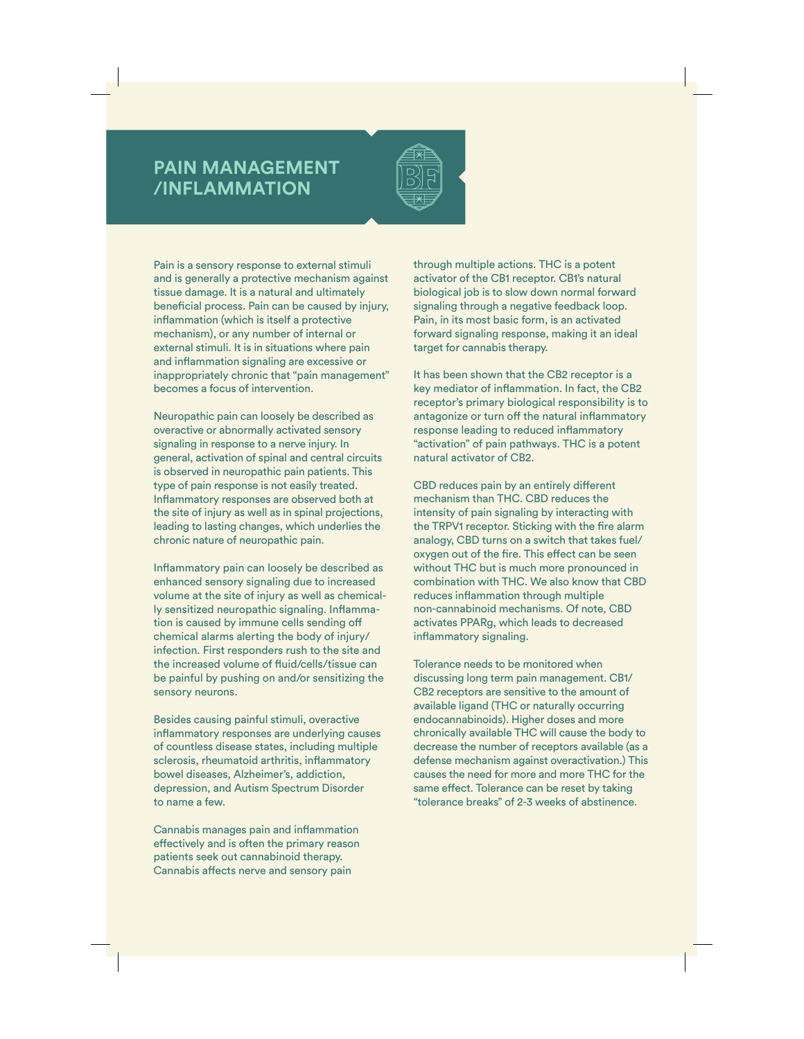# PAIN MANAGEMENT /INFLAMMATION

Pain is a sensory response to external stimuli and is generally a protective mechanism against tissue damage. It is a natural and ultimately beneficial process. Pain can be caused by injury, inflammation (which is itself a protective mechanism), or any number of internal or external stimuli. It is in situations where pain and inflammation signaling are excessive or inappropriately chronic that "pain management" becomes a focus of intervention.

Neuropathic pain can loosely be described as overactive or abnormally activated sensory signaling in response to a nerve injury. In general, activation of spinal and central circuits is observed in neuropathic pain patients. This type of pain response is not easily treated. Inflammatory responses are observed both at the site of injury as well as in spinal projections, leading to lasting changes, which underlies the chronic nature of neuropathic pain.

Inflammatory pain can loosely be described as enhanced sensory signaling due to increased volume at the site of injury as well as chemically sensitized neuropathic signaling. Inflammation is caused by immune cells sending off chemical alarms alerting the body of injury/infection. First responders rush to the site and the increased volume of fluid/cells/tissue can be painful by pushing on and/or sensitizing the sensory neurons.

Besides causing painful stimuli, overactive inflammatory responses are underlying causes of countless disease states, including multiple sclerosis, rheumatoid arthritis, inflammatory bowel diseases, Alzheimer's, addiction, depression, and Autism Spectrum Disorder to name a few.

Cannabis manages pain and inflammation effectively and is often the primary reason patients seek out cannabinoid therapy. Cannabis affects nerve and sensory pain through multiple actions. THC is a potent activator of the CB1 receptor. CB1's natural biological job is to slow down normal forward signaling through a negative feedback loop. Pain, in its most basic form, is an activated forward signaling response, making it an ideal target for cannabis therapy.

It has been shown that the CB2 receptor is a key mediator of inflammation. In fact, the CB2 receptor's primary biological responsibility is to antagonize or turn off the natural inflammatory response leading to reduced inflammatory "activation" of pain pathways. THC is a potent natural activator of CB2.

CBD reduces pain by an entirely different mechanism than THC. CBD reduces the intensity of pain signaling by interacting with the TRPV1 receptor. Sticking with the fire alarm analogy, CBD turns on a switch that takes fuel/oxygen out of the fire. This effect can be seen without THC but is much more pronounced in combination with THC. We also know that CBD reduces inflammation through multiple non-cannabinoid mechanisms. Of note, CBD activates PPARg, which leads to decreased inflammatory signaling.

Tolerance needs to be monitored when discussing long term pain management. CB1/CB2 receptors are sensitive to the amount of available ligand (THC or naturally occurring endocannabinoids). Higher doses and more chronically available THC will cause the body to decrease the number of receptors available (as a defense mechanism against overactivation.) This causes the need for more and more THC for the same effect. Tolerance can be reset by taking "tolerance breaks" of 2-3 weeks of abstinence.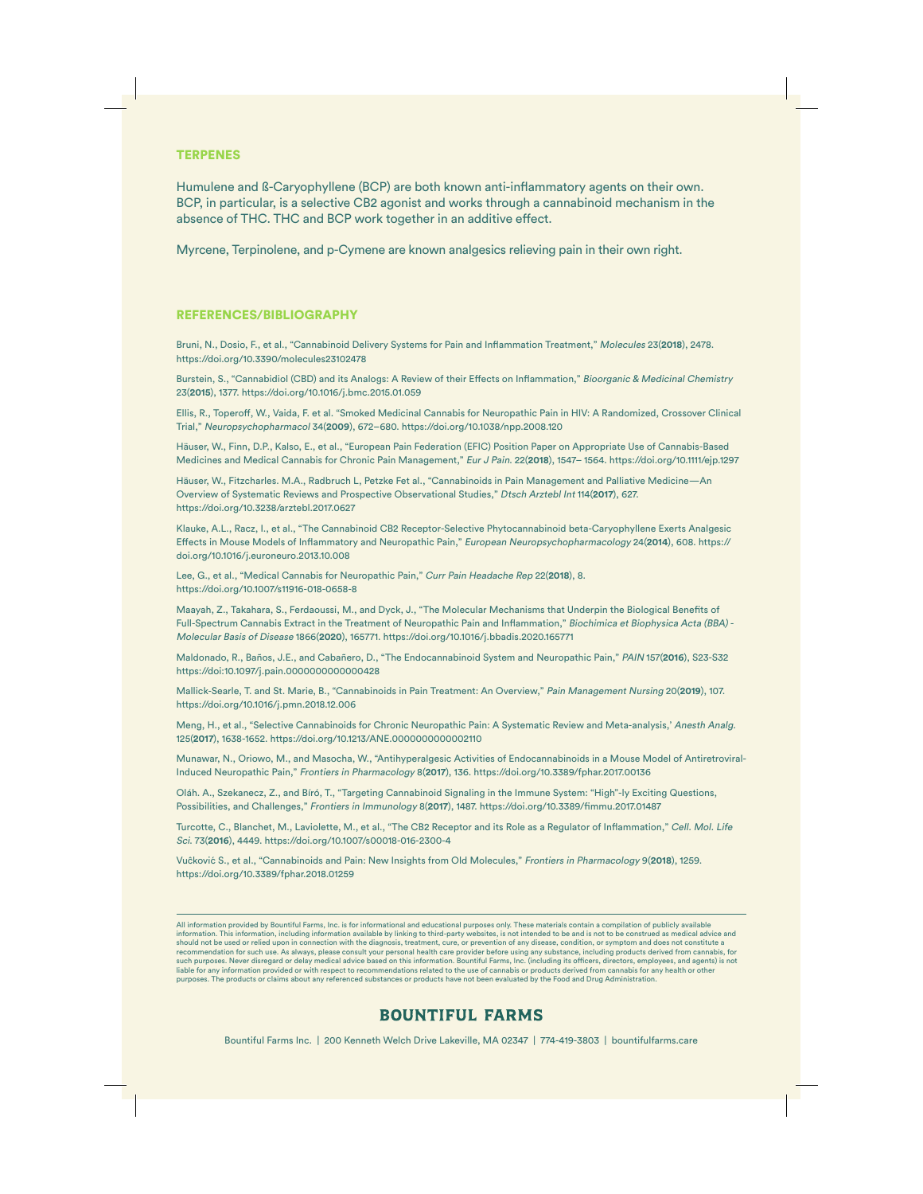## TERPENES

Humulene and ß-Caryophyllene (BCP) are both known anti-inflammatory agents on their own. BCP, in particular, is a selective CB2 agonist and works through a cannabinoid mechanism in the absence of THC. THC and BCP work together in an additive effect.

Myrcene, Terpinolene, and p-Cymene are known analgesics relieving pain in their own right.

## REFERENCES/BIBLIOGRAPHY

Bruni, N., Dosio, F., et al., "Cannabinoid Delivery Systems for Pain and Inflammation Treatment," *Molecules* 23(**2018**), 2478. https://doi.org/10.3390/molecules23102478

Burstein, S., "Cannabidiol (CBD) and its Analogs: A Review of their Effects on Inflammation," *Bioorganic & Medicinal Chemistry* 23(**2015**), 1377. https://doi.org/10.1016/j.bmc.2015.01.059

Ellis, R., Toperoff, W., Vaida, F. et al. "Smoked Medicinal Cannabis for Neuropathic Pain in HIV: A Randomized, Crossover Clinical Trial," *Neuropsychopharmacol* 34(**2009**), 672–680. https://doi.org/10.1038/npp.2008.120

Häuser, W., Finn, D.P., Kalso, E., et al., "European Pain Federation (EFIC) Position Paper on Appropriate Use of Cannabis-Based Medicines and Medical Cannabis for Chronic Pain Management," *Eur J Pain.* 22(**2018**), 1547– 1564. https://doi.org/10.1111/ejp.1297

Häuser, W., Fitzcharles. M.A., Radbruch L, Petzke Fet al., "Cannabinoids in Pain Management and Palliative Medicine—An Overview of Systematic Reviews and Prospective Observational Studies," *Dtsch Arztebl Int* 114(**2017**), 627. https://doi.org/10.3238/arztebl.2017.0627

Klauke, A.L., Racz, I., et al., "The Cannabinoid CB2 Receptor-Selective Phytocannabinoid beta-Caryophyllene Exerts Analgesic Effects in Mouse Models of Inflammatory and Neuropathic Pain," *European Neuropsychopharmacology* 24(**2014**), 608. https://doi.org/10.1016/j.euroneuro.2013.10.008

Lee, G., et al., "Medical Cannabis for Neuropathic Pain," *Curr Pain Headache Rep* 22(**2018**), 8. https://doi.org/10.1007/s11916-018-0658-8

Maayah, Z., Takahara, S., Ferdaoussi, M., and Dyck, J., "The Molecular Mechanisms that Underpin the Biological Benefits of Full-Spectrum Cannabis Extract in the Treatment of Neuropathic Pain and Inflammation," *Biochimica et Biophysica Acta (BBA) - Molecular Basis of Disease* 1866(**2020**), 165771. https://doi.org/10.1016/j.bbadis.2020.165771

Maldonado, R., Baños, J.E., and Cabañero, D., "The Endocannabinoid System and Neuropathic Pain," *PAIN* 157(**2016**), S23-S32 https://doi:10.1097/j.pain.0000000000000428

Mallick-Searle, T. and St. Marie, B., "Cannabinoids in Pain Treatment: An Overview," *Pain Management Nursing* 20(**2019**), 107. https://doi.org/10.1016/j.pmn.2018.12.006

Meng, H., et al., "Selective Cannabinoids for Chronic Neuropathic Pain: A Systematic Review and Meta-analysis,' *Anesth Analg.* 125(**2017**), 1638-1652. https://doi.org/10.1213/ANE.0000000000002110

Munawar, N., Oriowo, M., and Masocha, W., "Antihyperalgesic Activities of Endocannabinoids in a Mouse Model of Antiretroviral-Induced Neuropathic Pain," *Frontiers in Pharmacology* 8(**2017**), 136. https://doi.org/10.3389/fphar.2017.00136

Oláh. A., Szekanecz, Z., and Bíró, T., "Targeting Cannabinoid Signaling in the Immune System: "High"-ly Exciting Questions, Possibilities, and Challenges," *Frontiers in Immunology* 8(**2017**), 1487. https://doi.org/10.3389/fimmu.2017.01487

Turcotte, C., Blanchet, M., Laviolette, M., et al., "The CB2 Receptor and its Role as a Regulator of Inflammation," *Cell. Mol. Life Sci.* 73(**2016**), 4449. https://doi.org/10.1007/s00018-016-2300-4

Vučković S., et al., "Cannabinoids and Pain: New Insights from Old Molecules," *Frontiers in Pharmacology* 9(**2018**), 1259. https://doi.org/10.3389/fphar.2018.01259

---

All information provided by Bountiful Farms, Inc. is for informational and educational purposes only. These materials contain a compilation of publicly available information. This information, including information available by linking to third-party websites, is not intended to be and is not to be construed as medical advice and should not be used or relied upon in connection with the diagnosis, treatment, cure, or prevention of any disease, condition, or symptom and does not constitute a recommendation for such use. As always, please consult your personal health care provider before using any substance, including products derived from cannabis, for such purposes. Never disregard or delay medical advice based on this information. Bountiful Farms, Inc. (including its officers, directors, employees, and agents) is not liable for any information provided or with respect to recommendations related to the use of cannabis or products derived from cannabis for any health or other purposes. The products or claims about any referenced substances or products have not been evaluated by the Food and Drug Administration.

**BOUNTIFUL FARMS**

Bountiful Farms Inc. | 200 Kenneth Welch Drive Lakeville, MA 02347 | 774-419-3803 | bountifulfarms.care